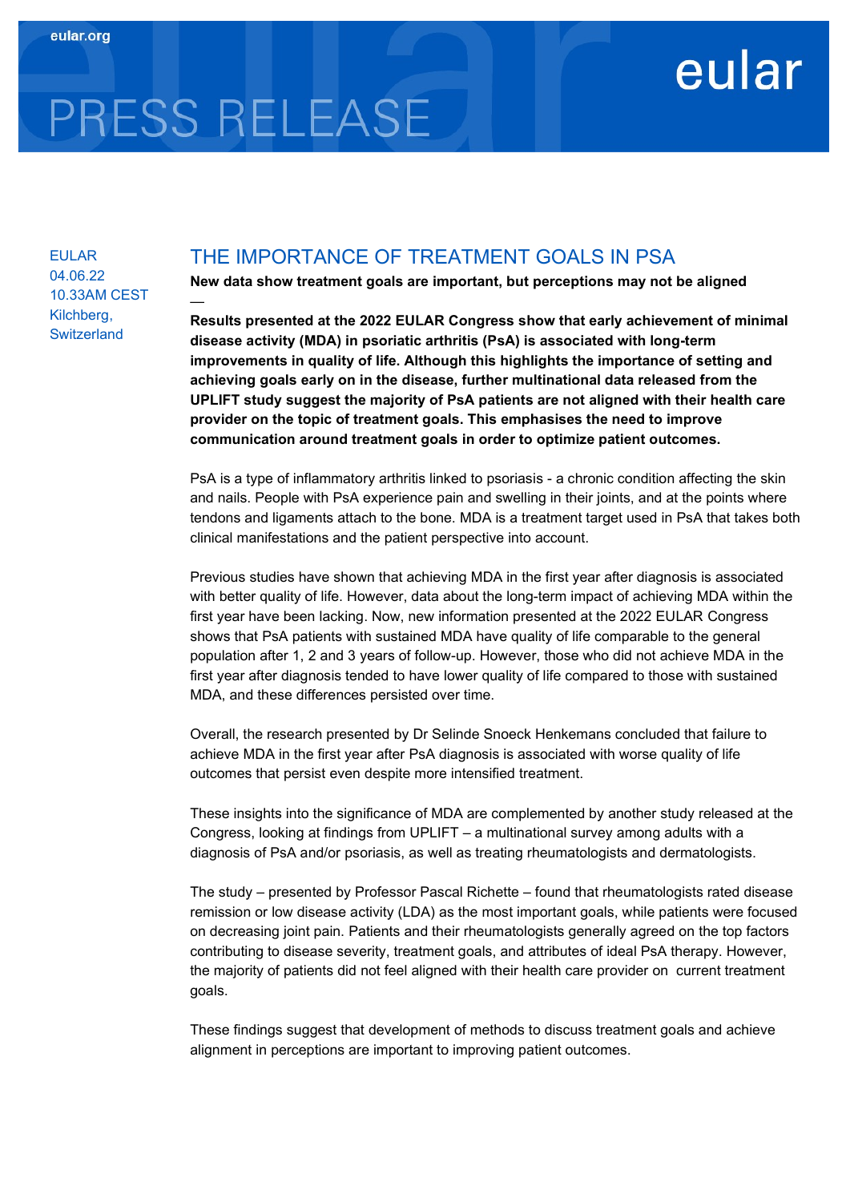eular.org

# PRESS RELEASE

eular

EULAR
04.06.22
10.33AM CEST
Kilchberg, Switzerland

## THE IMPORTANCE OF TREATMENT GOALS IN PSA

**New data show treatment goals are important, but perceptions may not be aligned**

—

**Results presented at the 2022 EULAR Congress show that early achievement of minimal disease activity (MDA) in psoriatic arthritis (PsA) is associated with long-term improvements in quality of life. Although this highlights the importance of setting and achieving goals early on in the disease, further multinational data released from the UPLIFT study suggest the majority of PsA patients are not aligned with their health care provider on the topic of treatment goals. This emphasises the need to improve communication around treatment goals in order to optimize patient outcomes.**

PsA is a type of inflammatory arthritis linked to psoriasis - a chronic condition affecting the skin and nails. People with PsA experience pain and swelling in their joints, and at the points where tendons and ligaments attach to the bone. MDA is a treatment target used in PsA that takes both clinical manifestations and the patient perspective into account.

Previous studies have shown that achieving MDA in the first year after diagnosis is associated with better quality of life. However, data about the long-term impact of achieving MDA within the first year have been lacking. Now, new information presented at the 2022 EULAR Congress shows that PsA patients with sustained MDA have quality of life comparable to the general population after 1, 2 and 3 years of follow-up. However, those who did not achieve MDA in the first year after diagnosis tended to have lower quality of life compared to those with sustained MDA, and these differences persisted over time.

Overall, the research presented by Dr Selinde Snoeck Henkemans concluded that failure to achieve MDA in the first year after PsA diagnosis is associated with worse quality of life outcomes that persist even despite more intensified treatment.

These insights into the significance of MDA are complemented by another study released at the Congress, looking at findings from UPLIFT – a multinational survey among adults with a diagnosis of PsA and/or psoriasis, as well as treating rheumatologists and dermatologists.

The study – presented by Professor Pascal Richette – found that rheumatologists rated disease remission or low disease activity (LDA) as the most important goals, while patients were focused on decreasing joint pain. Patients and their rheumatologists generally agreed on the top factors contributing to disease severity, treatment goals, and attributes of ideal PsA therapy. However, the majority of patients did not feel aligned with their health care provider on current treatment goals.

These findings suggest that development of methods to discuss treatment goals and achieve alignment in perceptions are important to improving patient outcomes.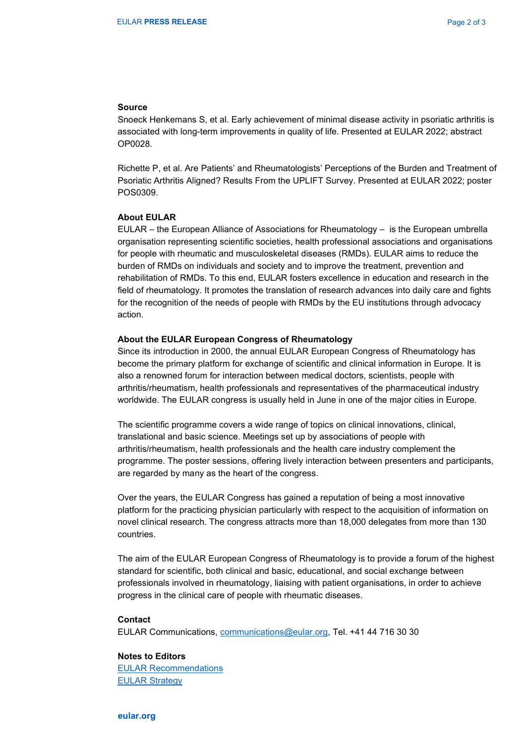**Source**
Snoeck Henkemans S, et al. Early achievement of minimal disease activity in psoriatic arthritis is associated with long-term improvements in quality of life. Presented at EULAR 2022; abstract OP0028.

Richette P, et al. Are Patients' and Rheumatologists' Perceptions of the Burden and Treatment of Psoriatic Arthritis Aligned? Results From the UPLIFT Survey. Presented at EULAR 2022; poster POS0309.

**About EULAR**
EULAR – the European Alliance of Associations for Rheumatology – is the European umbrella organisation representing scientific societies, health professional associations and organisations for people with rheumatic and musculoskeletal diseases (RMDs). EULAR aims to reduce the burden of RMDs on individuals and society and to improve the treatment, prevention and rehabilitation of RMDs. To this end, EULAR fosters excellence in education and research in the field of rheumatology. It promotes the translation of research advances into daily care and fights for the recognition of the needs of people with RMDs by the EU institutions through advocacy action.

**About the EULAR European Congress of Rheumatology**
Since its introduction in 2000, the annual EULAR European Congress of Rheumatology has become the primary platform for exchange of scientific and clinical information in Europe. It is also a renowned forum for interaction between medical doctors, scientists, people with arthritis/rheumatism, health professionals and representatives of the pharmaceutical industry worldwide. The EULAR congress is usually held in June in one of the major cities in Europe.

The scientific programme covers a wide range of topics on clinical innovations, clinical, translational and basic science. Meetings set up by associations of people with arthritis/rheumatism, health professionals and the health care industry complement the programme. The poster sessions, offering lively interaction between presenters and participants, are regarded by many as the heart of the congress.

Over the years, the EULAR Congress has gained a reputation of being a most innovative platform for the practicing physician particularly with respect to the acquisition of information on novel clinical research. The congress attracts more than 18,000 delegates from more than 130 countries.

The aim of the EULAR European Congress of Rheumatology is to provide a forum of the highest standard for scientific, both clinical and basic, educational, and social exchange between professionals involved in rheumatology, liaising with patient organisations, in order to achieve progress in the clinical care of people with rheumatic diseases.

**Contact**
EULAR Communications, communications@eular.org, Tel. +41 44 716 30 30

**Notes to Editors**
EULAR Recommendations
EULAR Strategy

**eular.org**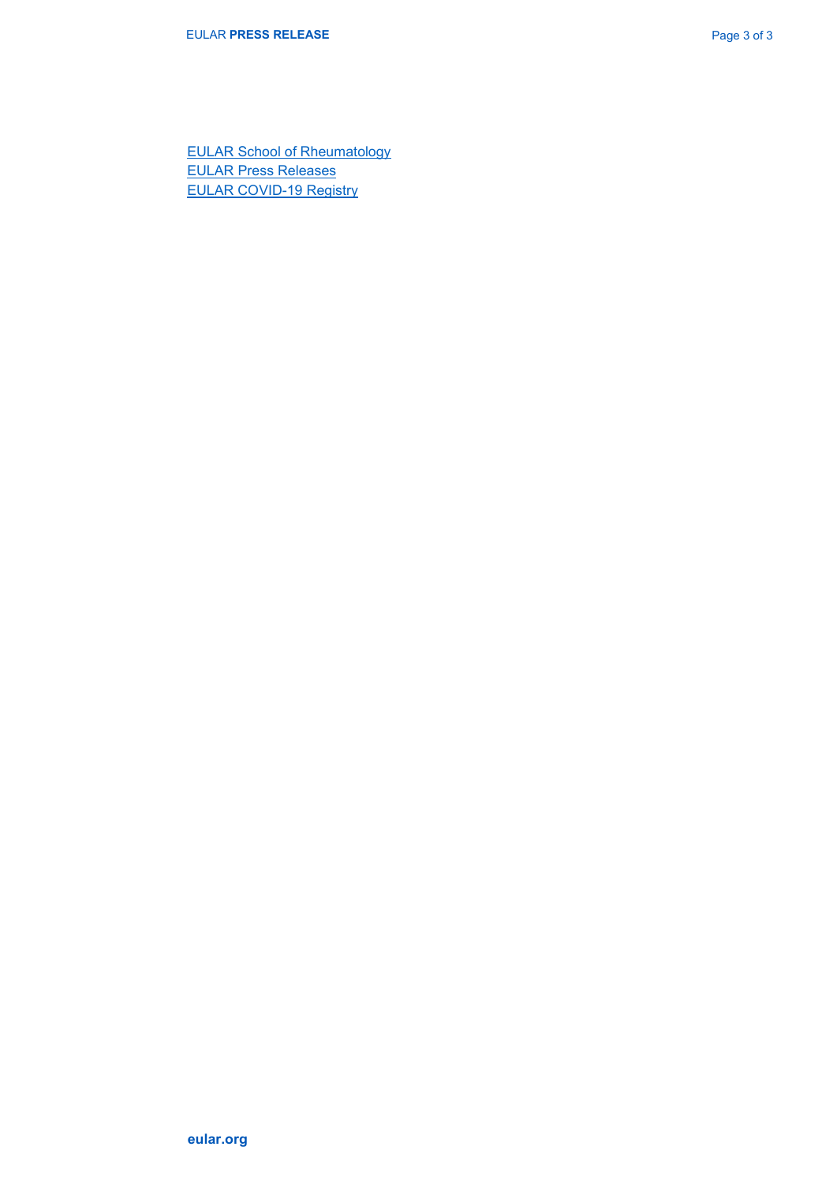EULAR School of Rheumatology
EULAR Press Releases
EULAR COVID-19 Registry